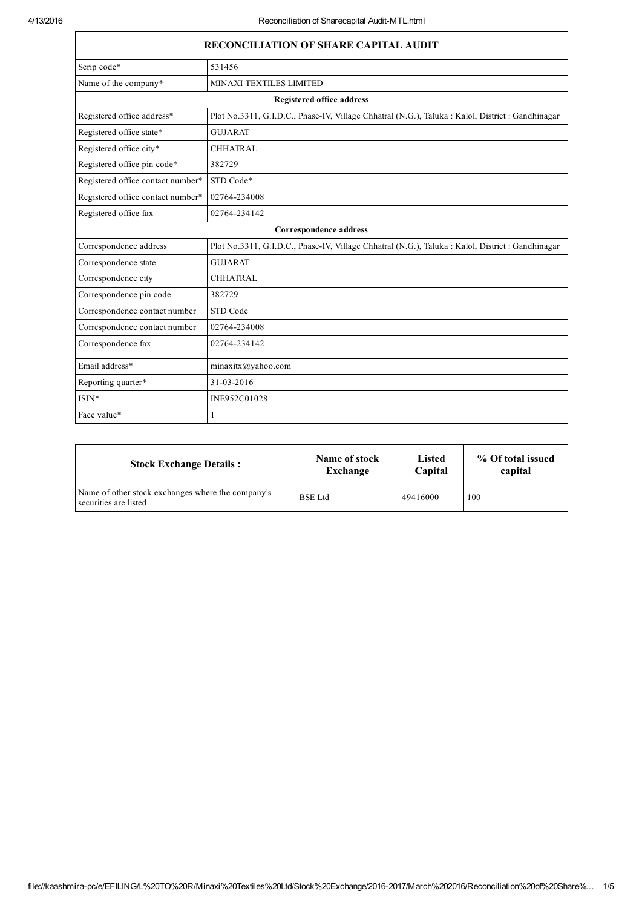| RECONCILIATION OF SHARE CAPITAL AUDIT | |
|---|---|
| Scrip code* | 531456 |
| Name of the company* | MINAXI TEXTILES LIMITED |
| **Registered office address** | |
| Registered office address* | Plot No.3311, G.I.D.C., Phase-IV, Village Chhatral (N.G.), Taluka : Kalol, District : Gandhinagar |
| Registered office state* | GUJARAT |
| Registered office city* | CHHATRAL |
| Registered office pin code* | 382729 |
| Registered office contact number* | STD Code* |
| Registered office contact number* | 02764-234008 |
| Registered office fax | 02764-234142 |
| **Correspondence address** | |
| Correspondence address | Plot No.3311, G.I.D.C., Phase-IV, Village Chhatral (N.G.), Taluka : Kalol, District : Gandhinagar |
| Correspondence state | GUJARAT |
| Correspondence city | CHHATRAL |
| Correspondence pin code | 382729 |
| Correspondence contact number | STD Code |
| Correspondence contact number | 02764-234008 |
| Correspondence fax | 02764-234142 |
| | |
| Email address* | minaxitx@yahoo.com |
| Reporting quarter* | 31-03-2016 |
| ISIN* | INE952C01028 |
| Face value* | 1 |

| Stock Exchange Details : | Name of stock Exchange | Listed Capital | % Of total issued capital |
|---|---|---|---|
| Name of other stock exchanges where the company's securities are listed | BSE Ltd | 49416000 | 100 |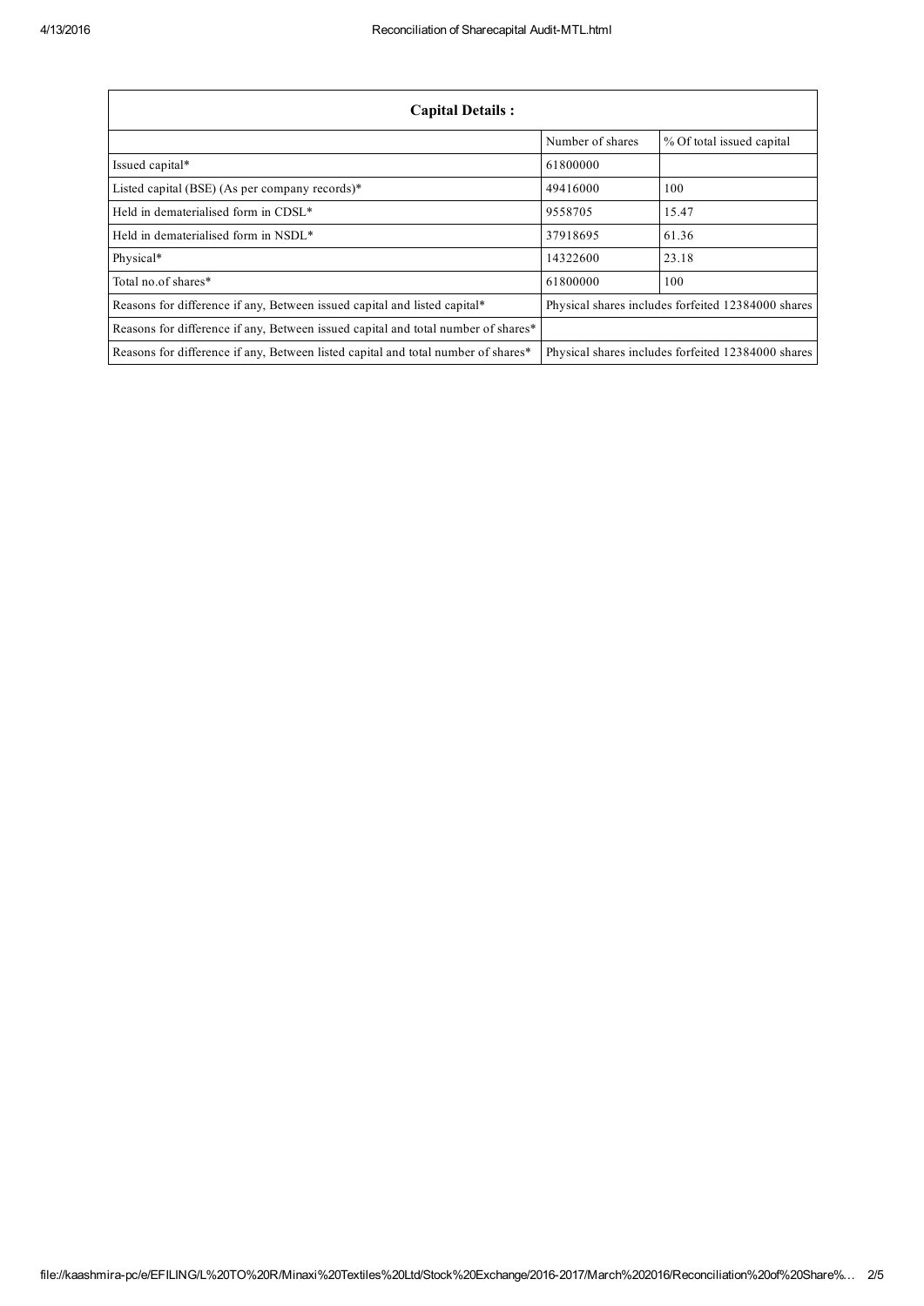| Capital Details : | | |
|---|---|---|
| | Number of shares | % Of total issued capital |
| Issued capital* | 61800000 | |
| Listed capital (BSE) (As per company records)* | 49416000 | 100 |
| Held in dematerialised form in CDSL* | 9558705 | 15.47 |
| Held in dematerialised form in NSDL* | 37918695 | 61.36 |
| Physical* | 14322600 | 23.18 |
| Total no.of shares* | 61800000 | 100 |
| Reasons for difference if any, Between issued capital and listed capital* | Physical shares includes forfeited 12384000 shares | |
| Reasons for difference if any, Between issued capital and total number of shares* | | |
| Reasons for difference if any, Between listed capital and total number of shares* | Physical shares includes forfeited 12384000 shares | |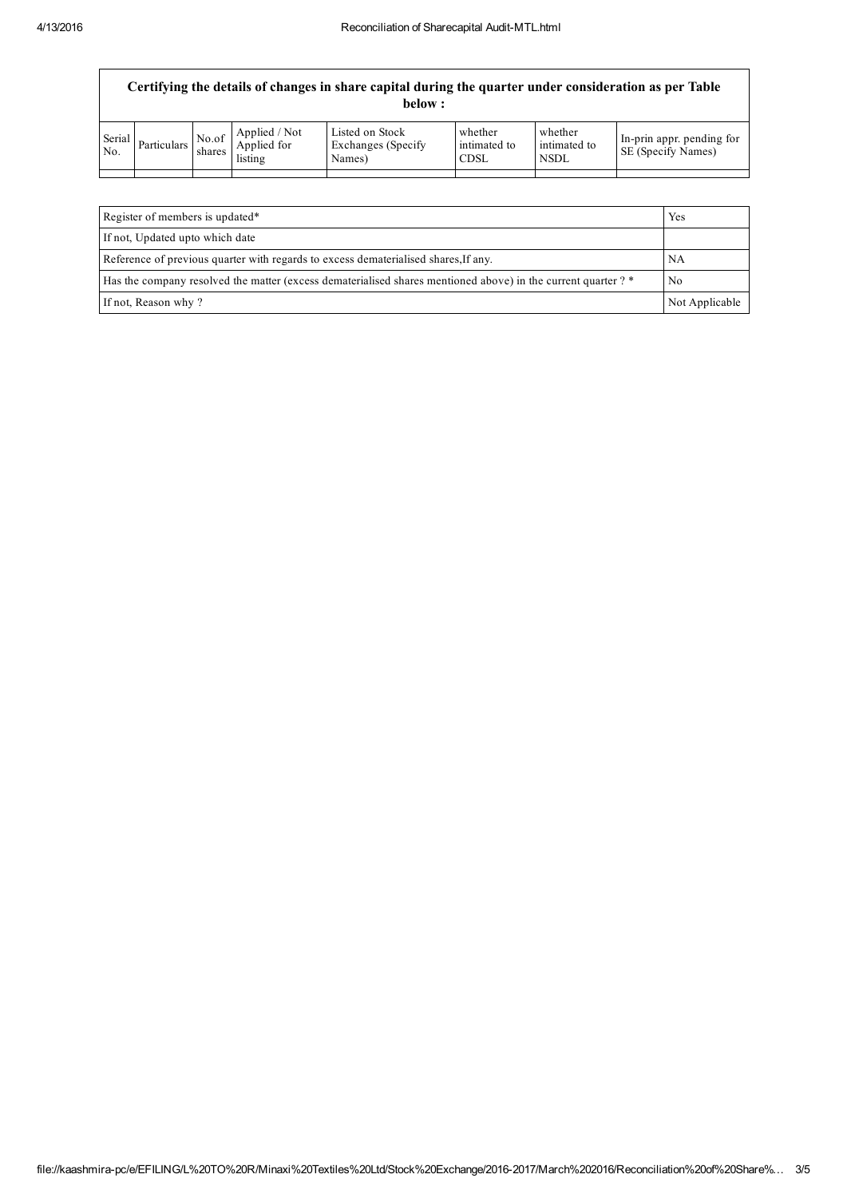| Certifying the details of changes in share capital during the quarter under consideration as per Table below : | | | | | | | |
|---|---|---|---|---|---|---|---|
| Serial No. | Particulars | No.of shares | Applied / Not Applied for listing | Listed on Stock Exchanges (Specify Names) | whether intimated to CDSL | whether intimated to NSDL | In-prin appr. pending for SE (Specify Names) |
| | | | | | | | |

| | |
|---|---|
| Register of members is updated* | Yes |
| If not, Updated upto which date | |
| Reference of previous quarter with regards to excess dematerialised shares,If any. | NA |
| Has the company resolved the matter (excess dematerialised shares mentioned above) in the current quarter ? * | No |
| If not, Reason why ? | Not Applicable |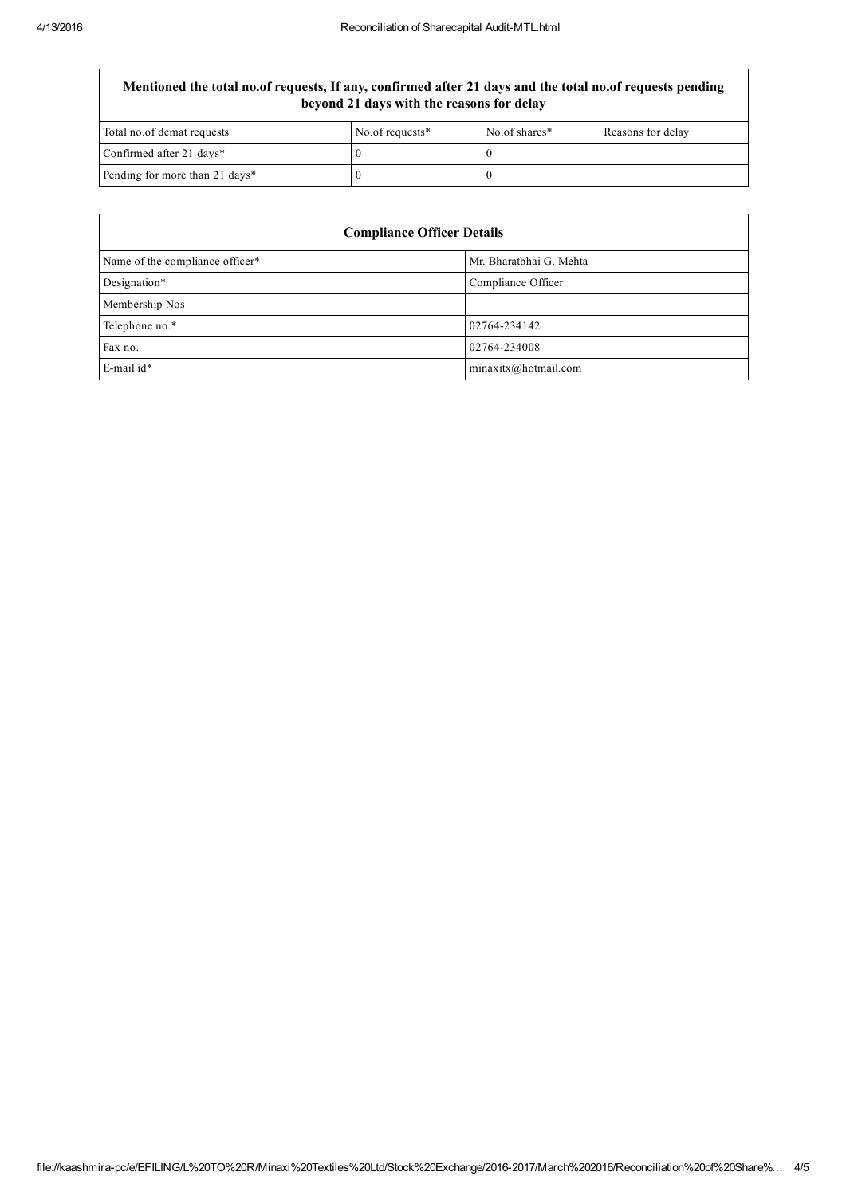| Mentioned the total no.of requests, If any, confirmed after 21 days and the total no.of requests pending beyond 21 days with the reasons for delay | | | |
|---|---|---|---|
| Total no.of demat requests | No.of requests* | No.of shares* | Reasons for delay |
| Confirmed after 21 days* | 0 | 0 | |
| Pending for more than 21 days* | 0 | 0 | |

| Compliance Officer Details | |
|---|---|
| Name of the compliance officer* | Mr. Bharatbhai G. Mehta |
| Designation* | Compliance Officer |
| Membership Nos | |
| Telephone no.* | 02764-234142 |
| Fax no. | 02764-234008 |
| E-mail id* | minaxitx@hotmail.com |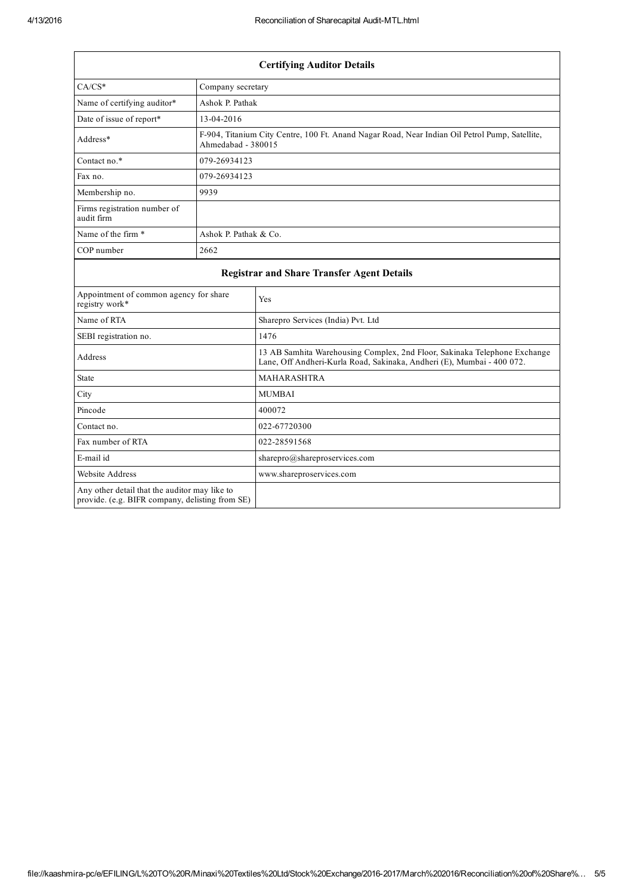## Certifying Auditor Details

| | |
|---|---|
| CA/CS* | Company secretary |
| Name of certifying auditor* | Ashok P. Pathak |
| Date of issue of report* | 13-04-2016 |
| Address* | F-904, Titanium City Centre, 100 Ft. Anand Nagar Road, Near Indian Oil Petrol Pump, Satellite, Ahmedabad - 380015 |
| Contact no.* | 079-26934123 |
| Fax no. | 079-26934123 |
| Membership no. | 9939 |
| Firms registration number of audit firm | |
| Name of the firm * | Ashok P. Pathak & Co. |
| COP number | 2662 |

## Registrar and Share Transfer Agent Details

| | |
|---|---|
| Appointment of common agency for share registry work* | Yes |
| Name of RTA | Sharepro Services (India) Pvt. Ltd |
| SEBI registration no. | 1476 |
| Address | 13 AB Samhita Warehousing Complex, 2nd Floor, Sakinaka Telephone Exchange Lane, Off Andheri-Kurla Road, Sakinaka, Andheri (E), Mumbai - 400 072. |
| State | MAHARASHTRA |
| City | MUMBAI |
| Pincode | 400072 |
| Contact no. | 022-67720300 |
| Fax number of RTA | 022-28591568 |
| E-mail id | sharepro@shareproservices.com |
| Website Address | www.shareproservices.com |
| Any other detail that the auditor may like to provide. (e.g. BIFR company, delisting from SE) | |